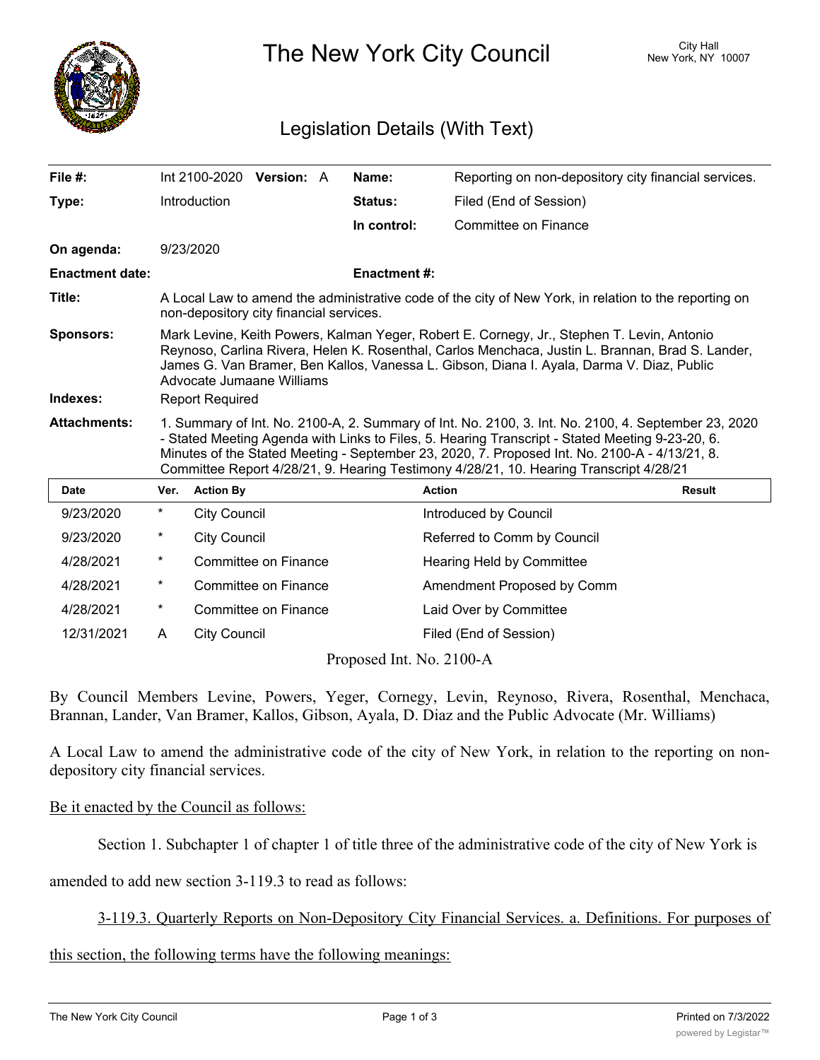# The New York City Council

City Hall
New York, NY 10007

## Legislation Details (With Text)

| | | | |
|---|---|---|---|
| **File #:** | Int 2100-2020 **Version:** A | **Name:** | Reporting on non-depository city financial services. |
| **Type:** | Introduction | **Status:** | Filed (End of Session) |
| | | **In control:** | Committee on Finance |
| **On agenda:** | 9/23/2020 | | |
| **Enactment date:** | | **Enactment #:** | |

**Title:** A Local Law to amend the administrative code of the city of New York, in relation to the reporting on non-depository city financial services.

**Sponsors:** Mark Levine, Keith Powers, Kalman Yeger, Robert E. Cornegy, Jr., Stephen T. Levin, Antonio Reynoso, Carlina Rivera, Helen K. Rosenthal, Carlos Menchaca, Justin L. Brannan, Brad S. Lander, James G. Van Bramer, Ben Kallos, Vanessa L. Gibson, Diana I. Ayala, Darma V. Diaz, Public Advocate Jumaane Williams

**Indexes:** Report Required

**Attachments:** 1. Summary of Int. No. 2100-A, 2. Summary of Int. No. 2100, 3. Int. No. 2100, 4. September 23, 2020 - Stated Meeting Agenda with Links to Files, 5. Hearing Transcript - Stated Meeting 9-23-20, 6. Minutes of the Stated Meeting - September 23, 2020, 7. Proposed Int. No. 2100-A - 4/13/21, 8. Committee Report 4/28/21, 9. Hearing Testimony 4/28/21, 10. Hearing Transcript 4/28/21

| Date | Ver. | Action By | Action | Result |
|---|---|---|---|---|
| 9/23/2020 | * | City Council | Introduced by Council | |
| 9/23/2020 | * | City Council | Referred to Comm by Council | |
| 4/28/2021 | * | Committee on Finance | Hearing Held by Committee | |
| 4/28/2021 | * | Committee on Finance | Amendment Proposed by Comm | |
| 4/28/2021 | * | Committee on Finance | Laid Over by Committee | |
| 12/31/2021 | A | City Council | Filed (End of Session) | |

Proposed Int. No. 2100-A

By Council Members Levine, Powers, Yeger, Cornegy, Levin, Reynoso, Rivera, Rosenthal, Menchaca, Brannan, Lander, Van Bramer, Kallos, Gibson, Ayala, D. Diaz and the Public Advocate (Mr. Williams)

A Local Law to amend the administrative code of the city of New York, in relation to the reporting on non-depository city financial services.

Be it enacted by the Council as follows:

Section 1. Subchapter 1 of chapter 1 of title three of the administrative code of the city of New York is amended to add new section 3-119.3 to read as follows:

3-119.3. Quarterly Reports on Non-Depository City Financial Services. a. Definitions. For purposes of this section, the following terms have the following meanings: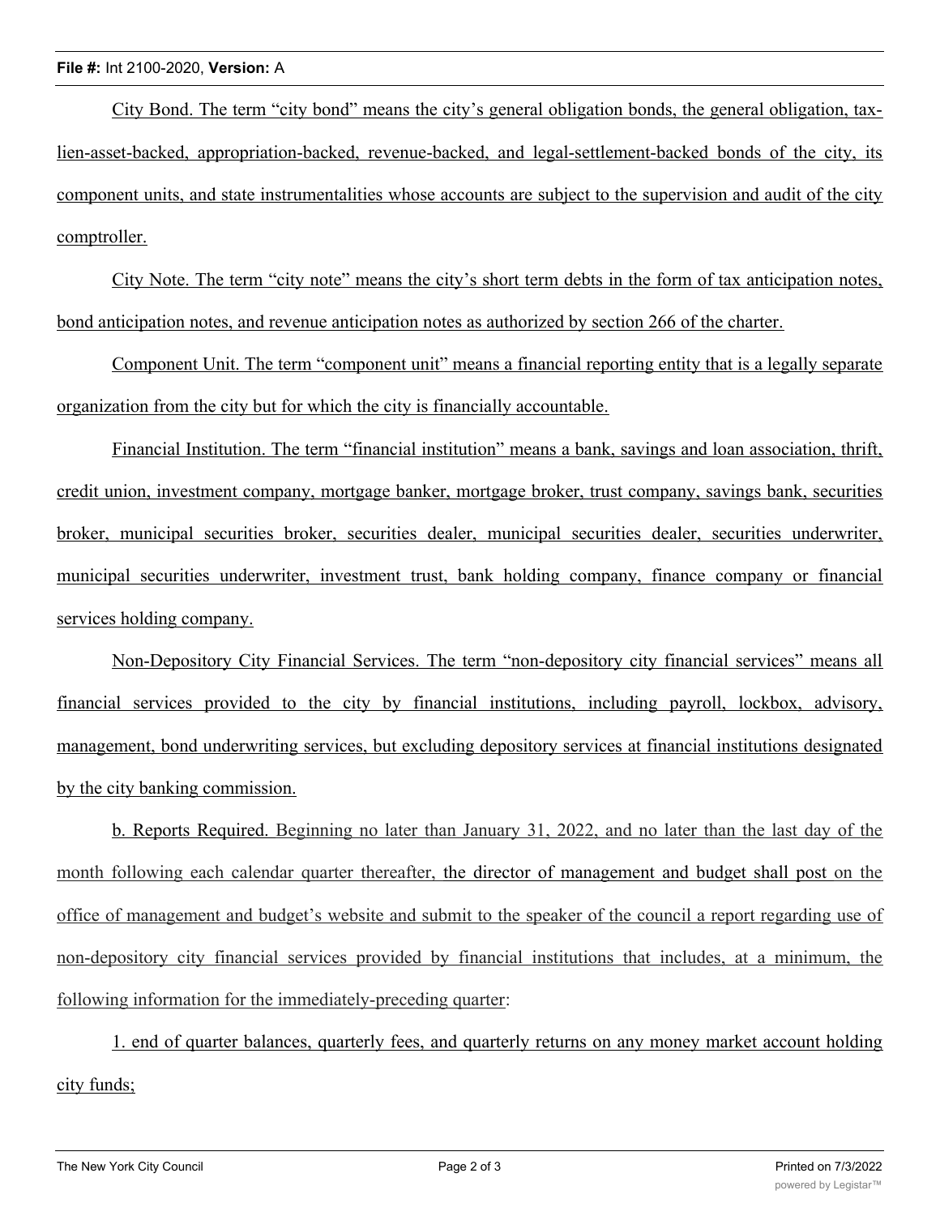City Bond. The term "city bond" means the city's general obligation bonds, the general obligation, tax-lien-asset-backed, appropriation-backed, revenue-backed, and legal-settlement-backed bonds of the city, its component units, and state instrumentalities whose accounts are subject to the supervision and audit of the city comptroller.

City Note. The term "city note" means the city's short term debts in the form of tax anticipation notes, bond anticipation notes, and revenue anticipation notes as authorized by section 266 of the charter.

Component Unit. The term "component unit" means a financial reporting entity that is a legally separate organization from the city but for which the city is financially accountable.

Financial Institution. The term "financial institution" means a bank, savings and loan association, thrift, credit union, investment company, mortgage banker, mortgage broker, trust company, savings bank, securities broker, municipal securities broker, securities dealer, municipal securities dealer, securities underwriter, municipal securities underwriter, investment trust, bank holding company, finance company or financial services holding company.

Non-Depository City Financial Services. The term "non-depository city financial services" means all financial services provided to the city by financial institutions, including payroll, lockbox, advisory, management, bond underwriting services, but excluding depository services at financial institutions designated by the city banking commission.

b. Reports Required. Beginning no later than January 31, 2022, and no later than the last day of the month following each calendar quarter thereafter, the director of management and budget shall post on the office of management and budget's website and submit to the speaker of the council a report regarding use of non-depository city financial services provided by financial institutions that includes, at a minimum, the following information for the immediately-preceding quarter:

1. end of quarter balances, quarterly fees, and quarterly returns on any money market account holding city funds;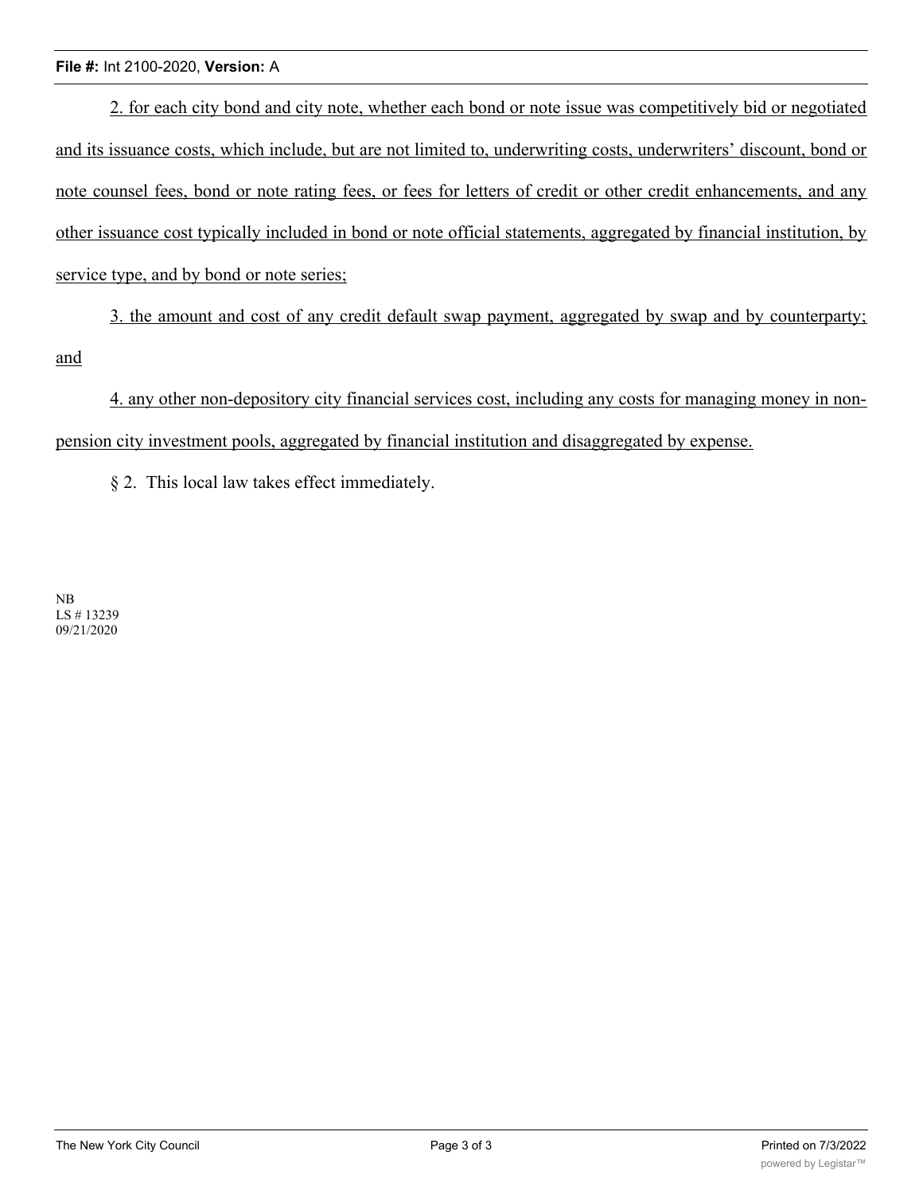2. for each city bond and city note, whether each bond or note issue was competitively bid or negotiated and its issuance costs, which include, but are not limited to, underwriting costs, underwriters' discount, bond or note counsel fees, bond or note rating fees, or fees for letters of credit or other credit enhancements, and any other issuance cost typically included in bond or note official statements, aggregated by financial institution, by service type, and by bond or note series;

3. the amount and cost of any credit default swap payment, aggregated by swap and by counterparty; and

4. any other non-depository city financial services cost, including any costs for managing money in non-pension city investment pools, aggregated by financial institution and disaggregated by expense.

§ 2. This local law takes effect immediately.

NB
LS # 13239
09/21/2020